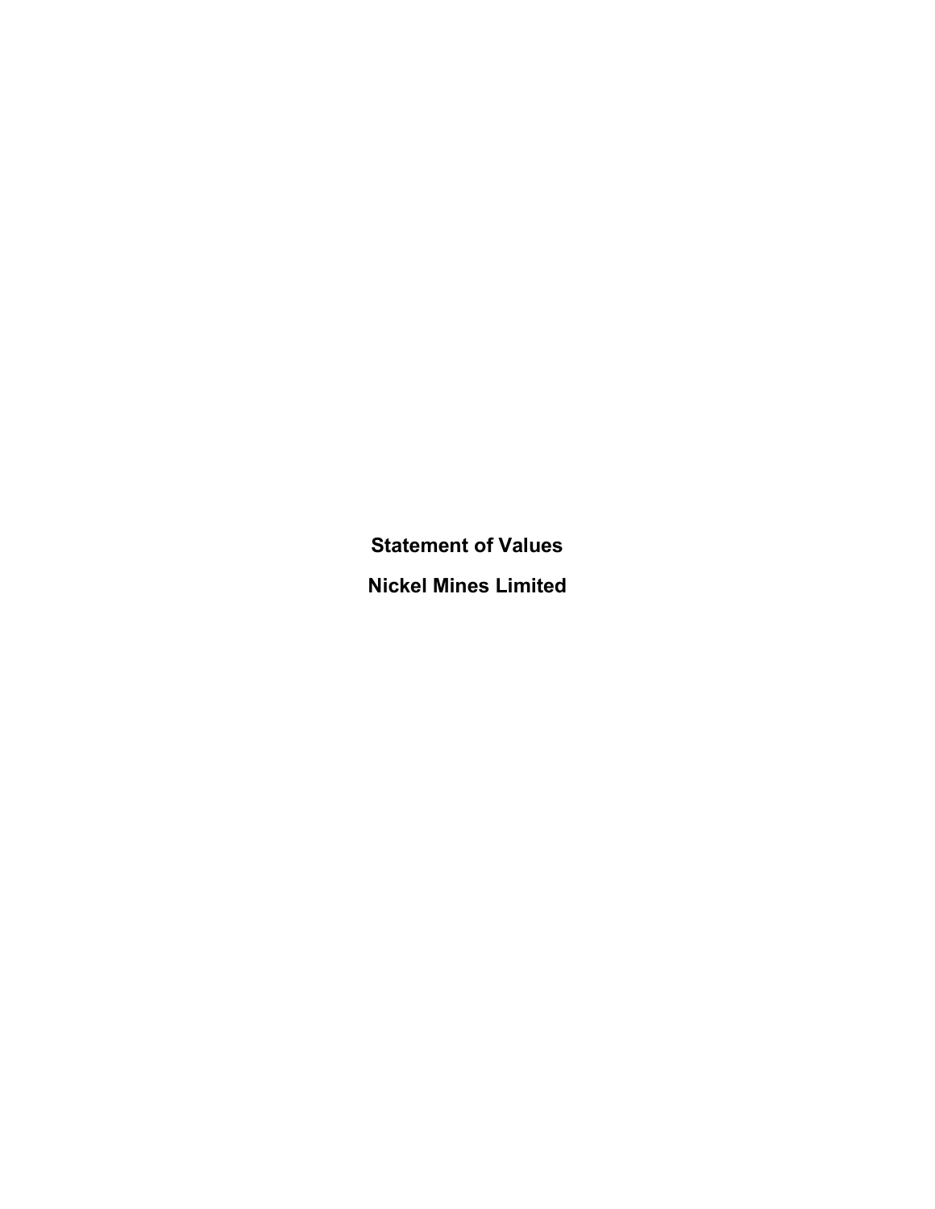# Statement of Values

# Nickel Mines Limited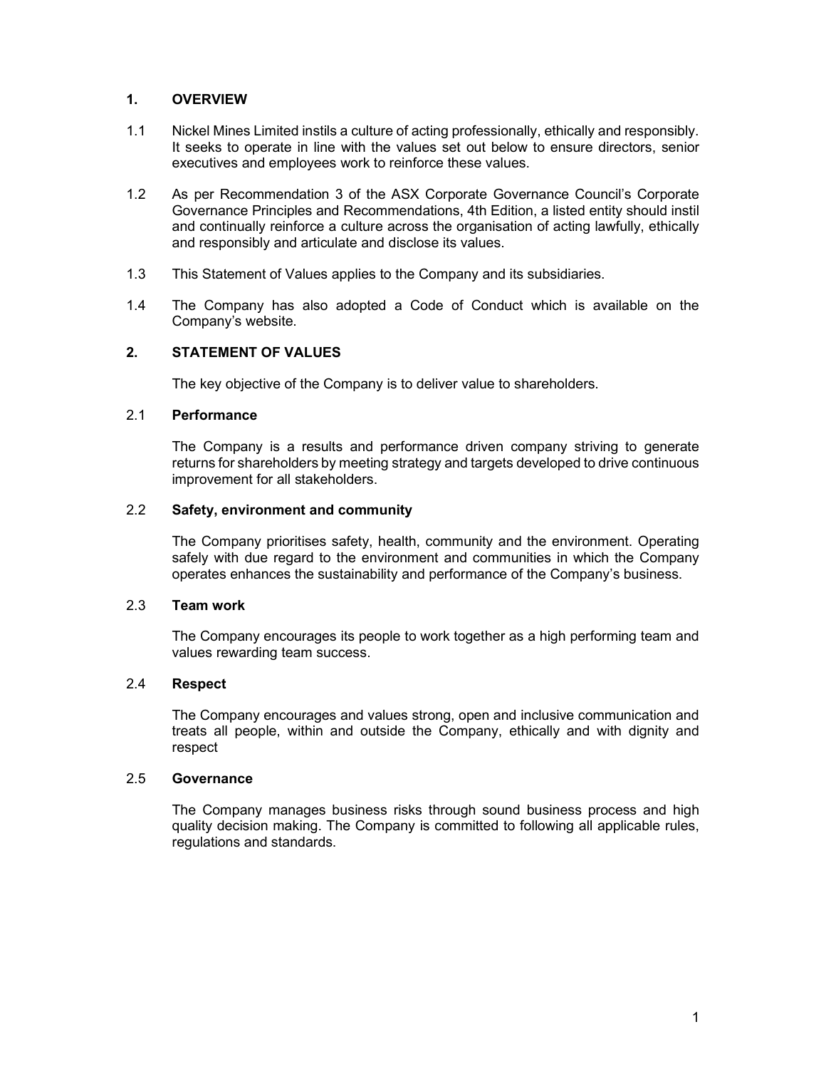## 1. OVERVIEW

1.1 Nickel Mines Limited instils a culture of acting professionally, ethically and responsibly. It seeks to operate in line with the values set out below to ensure directors, senior executives and employees work to reinforce these values.

1.2 As per Recommendation 3 of the ASX Corporate Governance Council's Corporate Governance Principles and Recommendations, 4th Edition, a listed entity should instil and continually reinforce a culture across the organisation of acting lawfully, ethically and responsibly and articulate and disclose its values.

1.3 This Statement of Values applies to the Company and its subsidiaries.

1.4 The Company has also adopted a Code of Conduct which is available on the Company's website.

## 2. STATEMENT OF VALUES

The key objective of the Company is to deliver value to shareholders.

### 2.1 Performance

The Company is a results and performance driven company striving to generate returns for shareholders by meeting strategy and targets developed to drive continuous improvement for all stakeholders.

### 2.2 Safety, environment and community

The Company prioritises safety, health, community and the environment. Operating safely with due regard to the environment and communities in which the Company operates enhances the sustainability and performance of the Company's business.

### 2.3 Team work

The Company encourages its people to work together as a high performing team and values rewarding team success.

### 2.4 Respect

The Company encourages and values strong, open and inclusive communication and treats all people, within and outside the Company, ethically and with dignity and respect

### 2.5 Governance

The Company manages business risks through sound business process and high quality decision making. The Company is committed to following all applicable rules, regulations and standards.